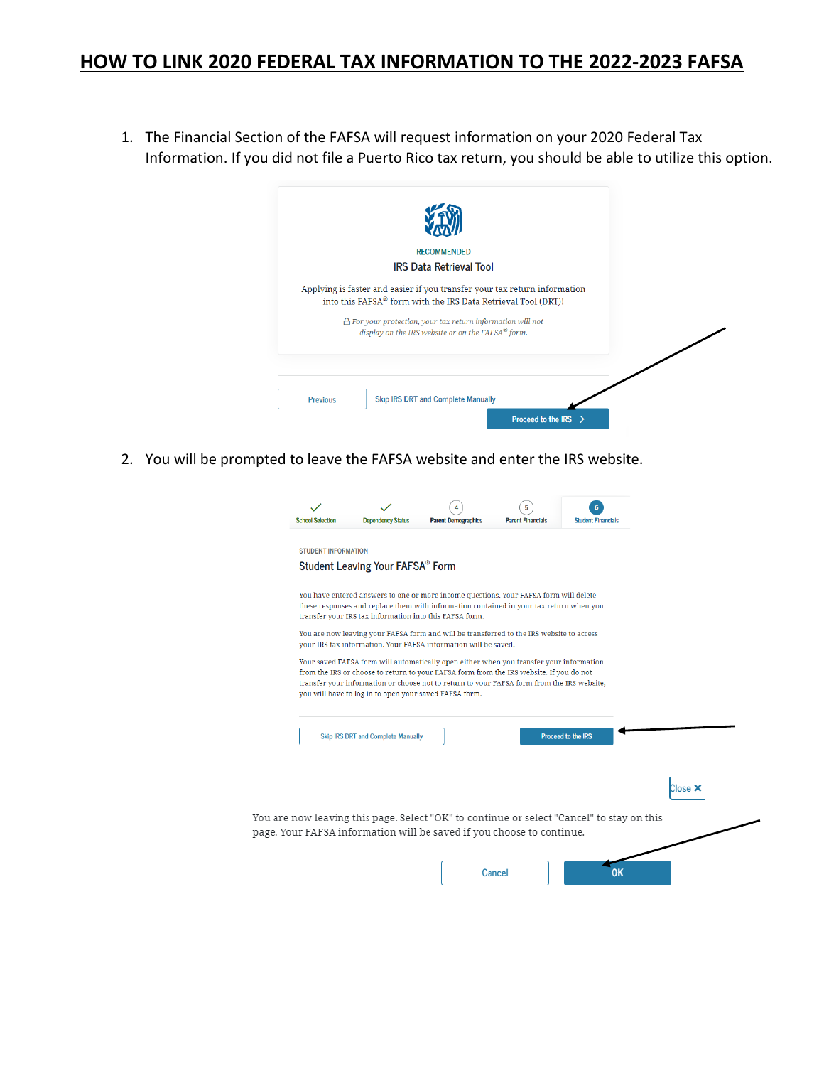# HOW TO LINK 2020 FEDERAL TAX INFORMATION TO THE 2022-2023 FAFSA

1. The Financial Section of the FAFSA will request information on your 2020 Federal Tax Information. If you did not file a Puerto Rico tax return, you should be able to utilize this option.

RECOMMENDED

IRS Data Retrieval Tool

Applying is faster and easier if you transfer your tax return information into this FAFSA® form with the IRS Data Retrieval Tool (DRT)!

*For your protection, your tax return information will not display on the IRS website or on the FAFSA® form.*

Previous | Skip IRS DRT and Complete Manually | Proceed to the IRS

2. You will be prompted to leave the FAFSA website and enter the IRS website.

School Selection | Dependency Status | 4 Parent Demographics | 5 Parent Financials | 6 Student Financials

STUDENT INFORMATION

Student Leaving Your FAFSA® Form

You have entered answers to one or more income questions. Your FAFSA form will delete these responses and replace them with information contained in your tax return when you transfer your IRS tax information into this FAFSA form.

You are now leaving your FAFSA form and will be transferred to the IRS website to access your IRS tax information. Your FAFSA information will be saved.

Your saved FAFSA form will automatically open either when you transfer your information from the IRS or choose to return to your FAFSA form from the IRS website. If you do not transfer your information or choose not to return to your FAFSA form from the IRS website, you will have to log in to open your saved FAFSA form.

Skip IRS DRT and Complete Manually | Proceed to the IRS

Close ✕

You are now leaving this page. Select "OK" to continue or select "Cancel" to stay on this page. Your FAFSA information will be saved if you choose to continue.

Cancel | OK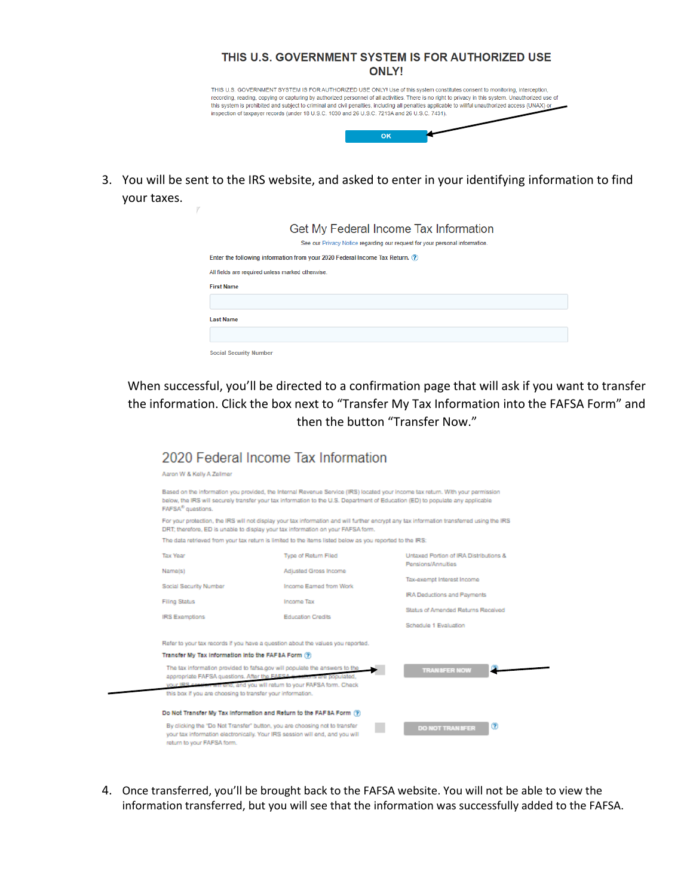**THIS U.S. GOVERNMENT SYSTEM IS FOR AUTHORIZED USE ONLY!**

THIS U.S. GOVERNMENT SYSTEM IS FOR AUTHORIZED USE ONLY! Use of this system constitutes consent to monitoring, interception, recording, reading, copying or capturing by authorized personnel of all activities. There is no right to privacy in this system. Unauthorized use of this system is prohibited and subject to criminal and civil penalties, including all penalties applicable to willful unauthorized access (UNAX) or inspection of taxpayer records (under 18 U.S.C. 1030 and 26 U.S.C. 7213A and 26 U.S.C. 7431).

OK

3. You will be sent to the IRS website, and asked to enter in your identifying information to find your taxes.

Get My Federal Income Tax Information

See our Privacy Notice regarding our request for your personal information.

Enter the following information from your 2020 Federal Income Tax Return.

All fields are required unless marked otherwise.

First Name

Last Name

Social Security Number

When successful, you'll be directed to a confirmation page that will ask if you want to transfer the information. Click the box next to "Transfer My Tax Information into the FAFSA Form" and then the button "Transfer Now."

2020 Federal Income Tax Information

Aaron W & Kelly A Zellmer

Based on the information you provided, the Internal Revenue Service (IRS) located your income tax return. With your permission below, the IRS will securely transfer your tax information to the U.S. Department of Education (ED) to populate any applicable FAFSA® questions.

For your protection, the IRS will not display your tax information and will further encrypt any tax information transferred using the IRS DRT; therefore, ED is unable to display your tax information on your FAFSA form.

The data retrieved from your tax return is limited to the items listed below as you reported to the IRS:

| | | |
|---|---|---|
| Tax Year | Type of Return Filed | Untaxed Portion of IRA Distributions & Pensions/Annuities |
| Name(s) | Adjusted Gross Income | Tax-exempt Interest Income |
| Social Security Number | Income Earned from Work | IRA Deductions and Payments |
| Filing Status | Income Tax | Status of Amended Returns Received |
| IRS Exemptions | Education Credits | Schedule 1 Evaluation |

Refer to your tax records if you have a question about the values you reported.

**Transfer My Tax Information into the FAFSA Form**

The tax information provided to fafsa.gov will populate the answers to the appropriate FAFSA questions. After the FAFSA questions are populated, your IRS session will end, and you will return to your FAFSA form. Check this box if you are choosing to transfer your information.

TRANSFER NOW

**Do Not Transfer My Tax Information and Return to the FAFSA Form**

By clicking the "Do Not Transfer" button, you are choosing not to transfer your tax information electronically. Your IRS session will end, and you will return to your FAFSA form.

DO NOT TRANSFER

4. Once transferred, you'll be brought back to the FAFSA website. You will not be able to view the information transferred, but you will see that the information was successfully added to the FAFSA.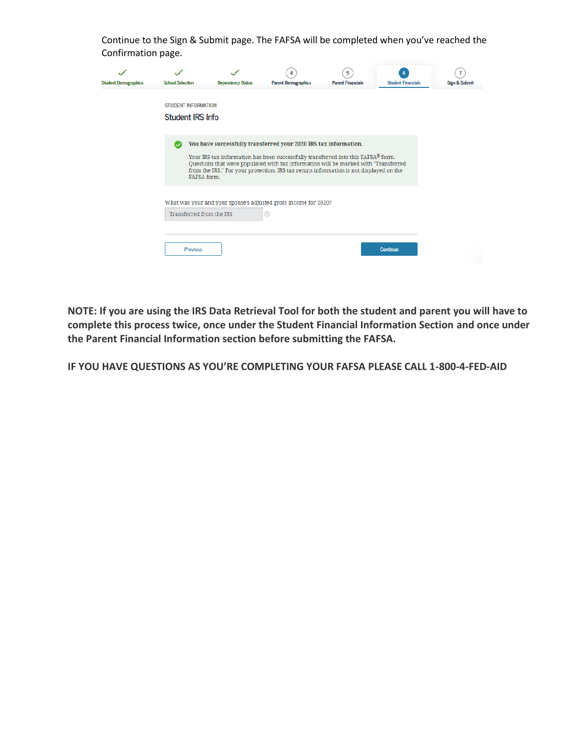Continue to the Sign & Submit page. The FAFSA will be completed when you've reached the Confirmation page.

Student Demographics | School Selection | Dependency Status | 4 Parent Demographics | 5 Parent Financials | 6 Student Financials | 7 Sign & Submit

STUDENT INFORMATION

Student IRS Info

**You have successfully transferred your 2020 IRS tax information.**

Your IRS tax information has been successfully transferred into this FAFSA® form. Questions that were populated with tax information will be marked with "Transferred from the IRS." For your protection, IRS tax return information is not displayed on the FAFSA form.

What was your and your spouse's adjusted gross income for 2020?

Transferred from the IRS

Previous | Continue

**NOTE: If you are using the IRS Data Retrieval Tool for both the student and parent you will have to complete this process twice, once under the Student Financial Information Section and once under the Parent Financial Information section before submitting the FAFSA.**

**IF YOU HAVE QUESTIONS AS YOU'RE COMPLETING YOUR FAFSA PLEASE CALL 1-800-4-FED-AID**